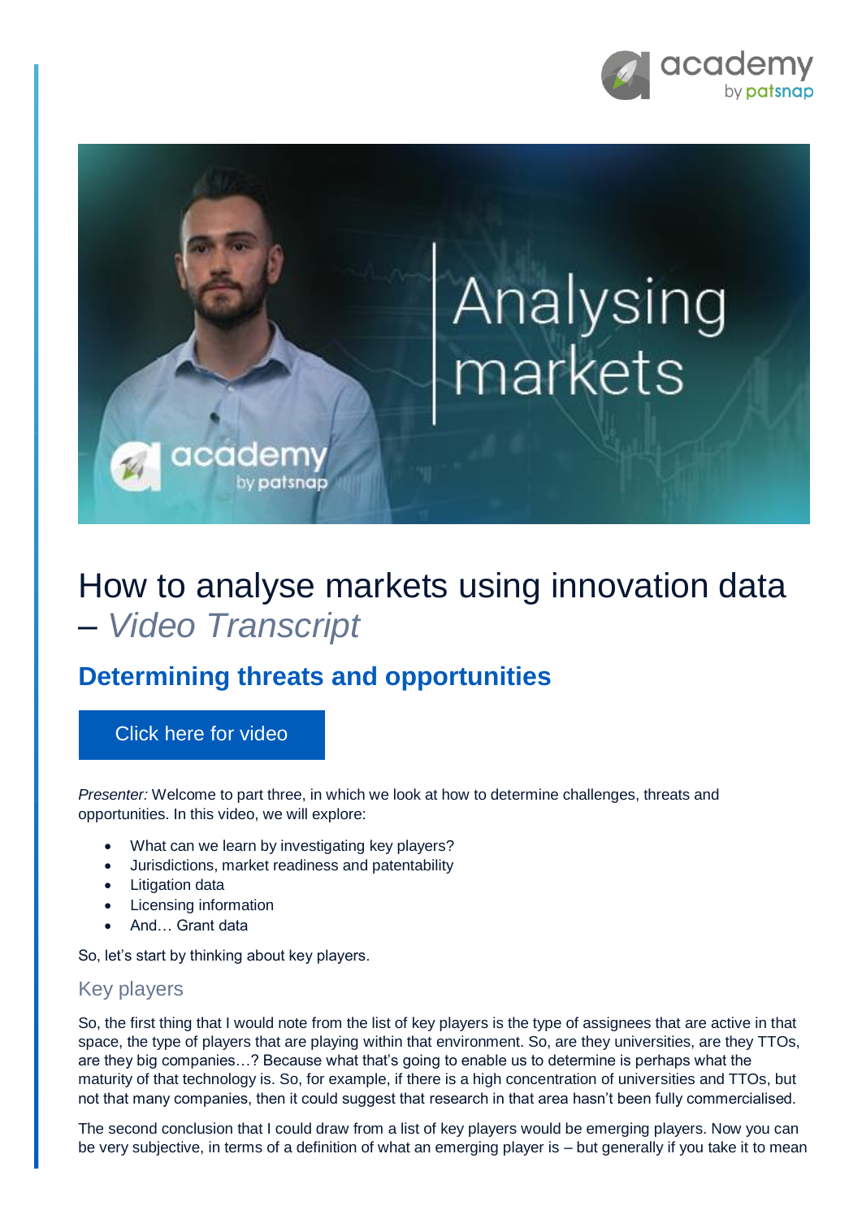# How to analyse markets using innovation data – *Video Transcript*

## Determining threats and opportunities

Click here for video

*Presenter:* Welcome to part three, in which we look at how to determine challenges, threats and opportunities. In this video, we will explore:

- What can we learn by investigating key players?
- Jurisdictions, market readiness and patentability
- Litigation data
- Licensing information
- And… Grant data

So, let's start by thinking about key players.

### Key players

So, the first thing that I would note from the list of key players is the type of assignees that are active in that space, the type of players that are playing within that environment. So, are they universities, are they TTOs, are they big companies…? Because what that's going to enable us to determine is perhaps what the maturity of that technology is. So, for example, if there is a high concentration of universities and TTOs, but not that many companies, then it could suggest that research in that area hasn't been fully commercialised.

The second conclusion that I could draw from a list of key players would be emerging players. Now you can be very subjective, in terms of a definition of what an emerging player is – but generally if you take it to mean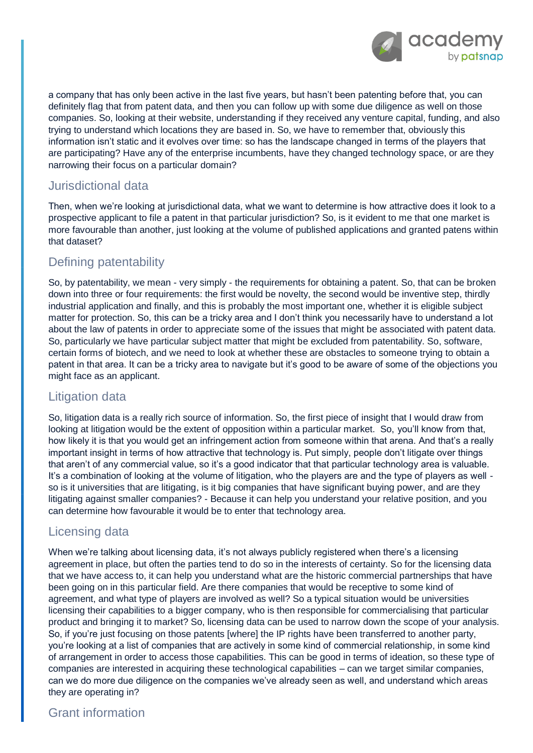a company that has only been active in the last five years, but hasn't been patenting before that, you can definitely flag that from patent data, and then you can follow up with some due diligence as well on those companies. So, looking at their website, understanding if they received any venture capital, funding, and also trying to understand which locations they are based in. So, we have to remember that, obviously this information isn't static and it evolves over time: so has the landscape changed in terms of the players that are participating? Have any of the enterprise incumbents, have they changed technology space, or are they narrowing their focus on a particular domain?

## Jurisdictional data

Then, when we're looking at jurisdictional data, what we want to determine is how attractive does it look to a prospective applicant to file a patent in that particular jurisdiction? So, is it evident to me that one market is more favourable than another, just looking at the volume of published applications and granted patens within that dataset?

## Defining patentability

So, by patentability, we mean - very simply - the requirements for obtaining a patent. So, that can be broken down into three or four requirements: the first would be novelty, the second would be inventive step, thirdly industrial application and finally, and this is probably the most important one, whether it is eligible subject matter for protection. So, this can be a tricky area and I don't think you necessarily have to understand a lot about the law of patents in order to appreciate some of the issues that might be associated with patent data. So, particularly we have particular subject matter that might be excluded from patentability. So, software, certain forms of biotech, and we need to look at whether these are obstacles to someone trying to obtain a patent in that area. It can be a tricky area to navigate but it's good to be aware of some of the objections you might face as an applicant.

## Litigation data

So, litigation data is a really rich source of information. So, the first piece of insight that I would draw from looking at litigation would be the extent of opposition within a particular market. So, you'll know from that, how likely it is that you would get an infringement action from someone within that arena. And that's a really important insight in terms of how attractive that technology is. Put simply, people don't litigate over things that aren't of any commercial value, so it's a good indicator that that particular technology area is valuable. It's a combination of looking at the volume of litigation, who the players are and the type of players as well - so is it universities that are litigating, is it big companies that have significant buying power, and are they litigating against smaller companies? - Because it can help you understand your relative position, and you can determine how favourable it would be to enter that technology area.

## Licensing data

When we're talking about licensing data, it's not always publicly registered when there's a licensing agreement in place, but often the parties tend to do so in the interests of certainty. So for the licensing data that we have access to, it can help you understand what are the historic commercial partnerships that have been going on in this particular field. Are there companies that would be receptive to some kind of agreement, and what type of players are involved as well? So a typical situation would be universities licensing their capabilities to a bigger company, who is then responsible for commercialising that particular product and bringing it to market? So, licensing data can be used to narrow down the scope of your analysis. So, if you're just focusing on those patents [where] the IP rights have been transferred to another party, you're looking at a list of companies that are actively in some kind of commercial relationship, in some kind of arrangement in order to access those capabilities. This can be good in terms of ideation, so these type of companies are interested in acquiring these technological capabilities – can we target similar companies, can we do more due diligence on the companies we've already seen as well, and understand which areas they are operating in?

## Grant information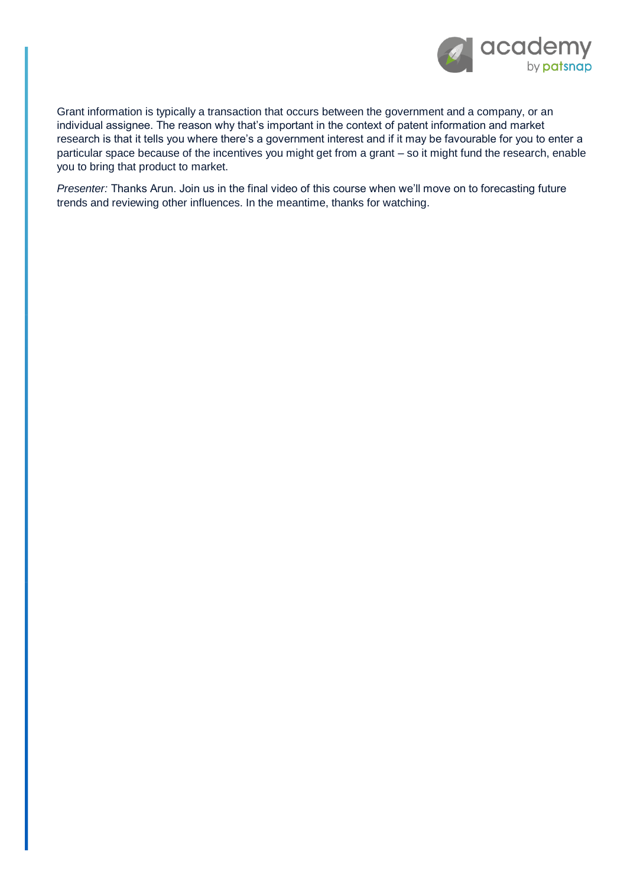Grant information is typically a transaction that occurs between the government and a company, or an individual assignee. The reason why that's important in the context of patent information and market research is that it tells you where there's a government interest and if it may be favourable for you to enter a particular space because of the incentives you might get from a grant – so it might fund the research, enable you to bring that product to market.

*Presenter:* Thanks Arun. Join us in the final video of this course when we'll move on to forecasting future trends and reviewing other influences. In the meantime, thanks for watching.